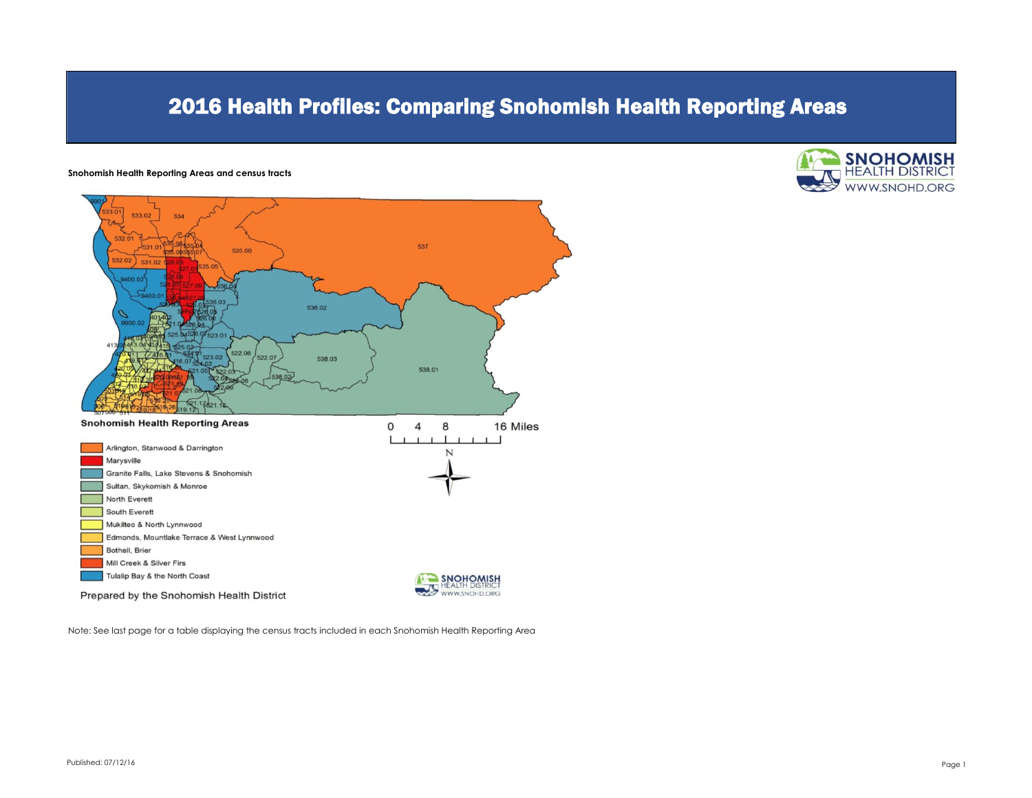# 2016 Health Profiles: Comparing Snohomish Health Reporting Areas

**Snohomish Health Reporting Areas and census tracts**

**Snohomish Health Reporting Areas**

- Arlington, Stanwood & Darrington
- Marysville
- Granite Falls, Lake Stevens & Snohomish
- Sultan, Skykomish & Monroe
- North Everett
- South Everett
- Mukilteo & North Lynnwood
- Edmonds, Mountlake Terrace & West Lynnwood
- Bothell, Brier
- Mill Creek & Silver Firs
- Tulalip Bay & the North Coast

Prepared by the Snohomish Health District

Note: See last page for a table displaying the census tracts included in each Snohomish Health Reporting Area

Published: 07/12/16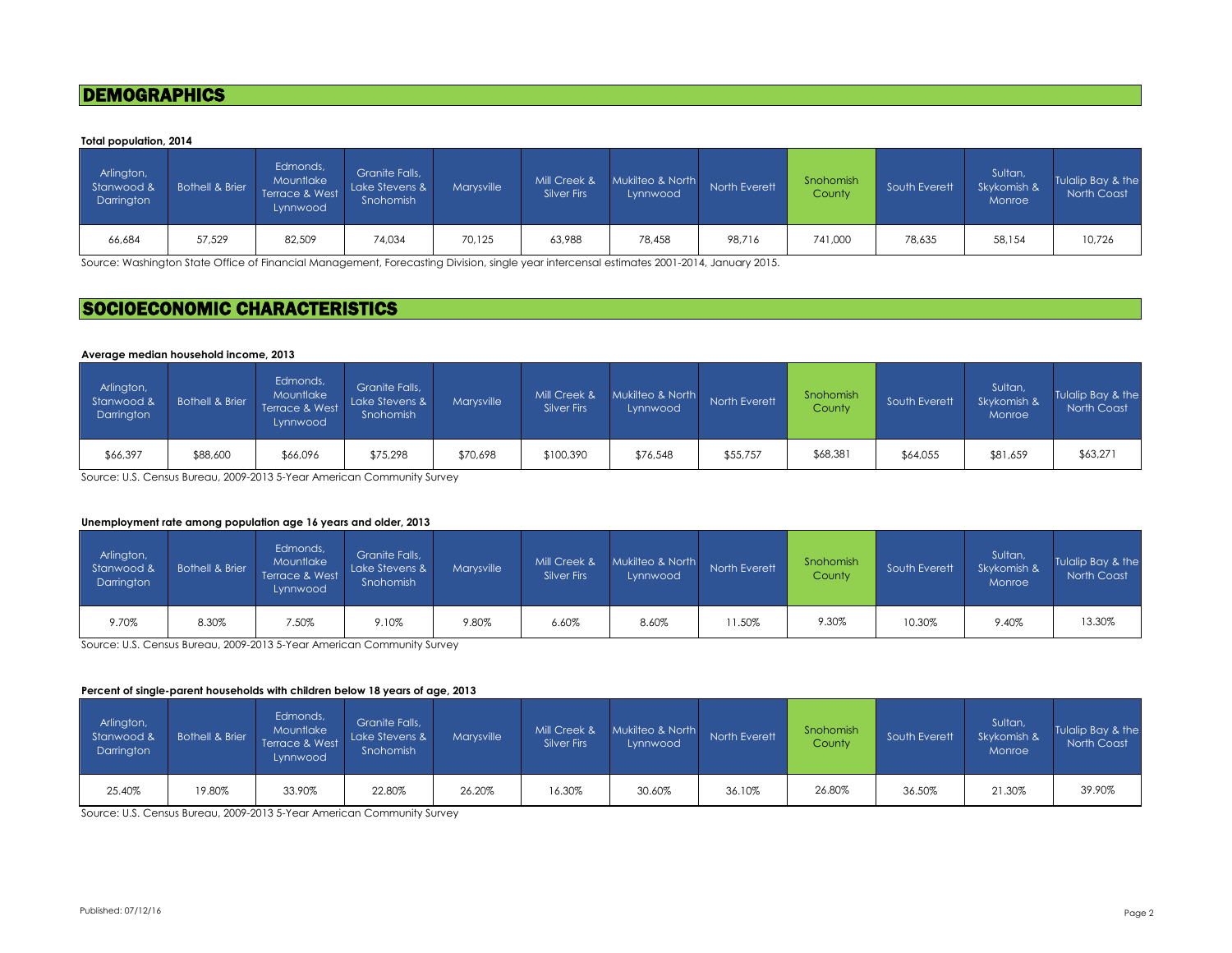# DEMOGRAPHICS

**Total population, 2014**

| Arlington, Stanwood & Darrington | Bothell & Brier | Edmonds, Mountlake Terrace & West Lynnwood | Granite Falls, Lake Stevens & Snohomish | Marysville | Mill Creek & Silver Firs | Mukilteo & North Lynnwood | North Everett | Snohomish County | South Everett | Sultan, Skykomish & Monroe | Tulalip Bay & the North Coast |
|---|---|---|---|---|---|---|---|---|---|---|---|
| 66,684 | 57,529 | 82,509 | 74,034 | 70,125 | 63,988 | 78,458 | 98,716 | 741,000 | 78,635 | 58,154 | 10,726 |

Source: Washington State Office of Financial Management, Forecasting Division, single year intercensal estimates 2001-2014, January 2015.

# SOCIOECONOMIC CHARACTERISTICS

**Average median household income, 2013**

| Arlington, Stanwood & Darrington | Bothell & Brier | Edmonds, Mountlake Terrace & West Lynnwood | Granite Falls, Lake Stevens & Snohomish | Marysville | Mill Creek & Silver Firs | Mukilteo & North Lynnwood | North Everett | Snohomish County | South Everett | Sultan, Skykomish & Monroe | Tulalip Bay & the North Coast |
|---|---|---|---|---|---|---|---|---|---|---|---|
| $66,397 | $88,600 | $66,096 | $75,298 | $70,698 | $100,390 | $76,548 | $55,757 | $68,381 | $64,055 | $81,659 | $63,271 |

Source: U.S. Census Bureau, 2009-2013 5-Year American Community Survey

**Unemployment rate among population age 16 years and older, 2013**

| Arlington, Stanwood & Darrington | Bothell & Brier | Edmonds, Mountlake Terrace & West Lynnwood | Granite Falls, Lake Stevens & Snohomish | Marysville | Mill Creek & Silver Firs | Mukilteo & North Lynnwood | North Everett | Snohomish County | South Everett | Sultan, Skykomish & Monroe | Tulalip Bay & the North Coast |
|---|---|---|---|---|---|---|---|---|---|---|---|
| 9.70% | 8.30% | 7.50% | 9.10% | 9.80% | 6.60% | 8.60% | 11.50% | 9.30% | 10.30% | 9.40% | 13.30% |

Source: U.S. Census Bureau, 2009-2013 5-Year American Community Survey

**Percent of single-parent households with children below 18 years of age, 2013**

| Arlington, Stanwood & Darrington | Bothell & Brier | Edmonds, Mountlake Terrace & West Lynnwood | Granite Falls, Lake Stevens & Snohomish | Marysville | Mill Creek & Silver Firs | Mukilteo & North Lynnwood | North Everett | Snohomish County | South Everett | Sultan, Skykomish & Monroe | Tulalip Bay & the North Coast |
|---|---|---|---|---|---|---|---|---|---|---|---|
| 25.40% | 19.80% | 33.90% | 22.80% | 26.20% | 16.30% | 30.60% | 36.10% | 26.80% | 36.50% | 21.30% | 39.90% |

Source: U.S. Census Bureau, 2009-2013 5-Year American Community Survey

Published: 07/12/16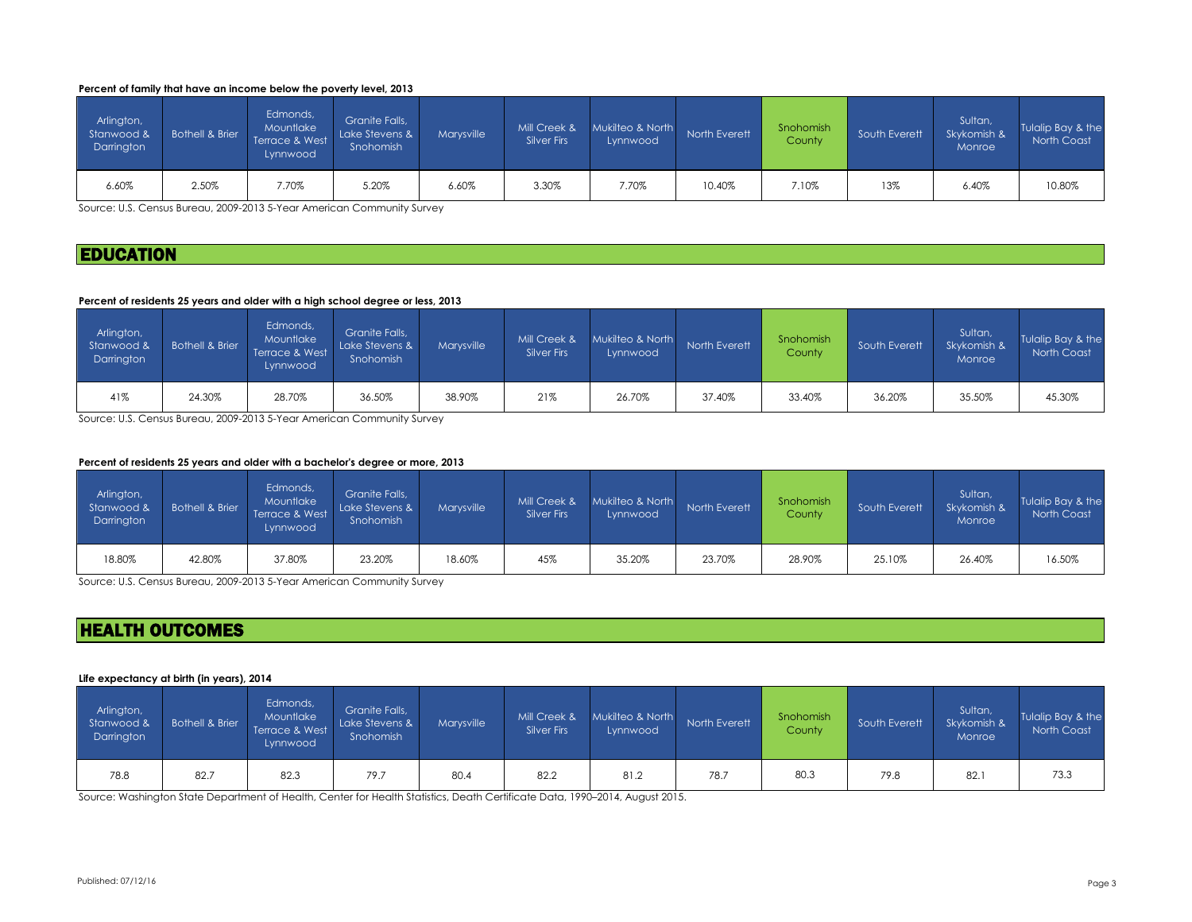**Percent of family that have an income below the poverty level, 2013**

| Arlington, Stanwood & Darrington | Bothell & Brier | Edmonds, Mountlake Terrace & West Lynnwood | Granite Falls, Lake Stevens & Snohomish | Marysville | Mill Creek & Silver Firs | Mukilteo & North Lynnwood | North Everett | Snohomish County | South Everett | Sultan, Skykomish & Monroe | Tulalip Bay & the North Coast |
|---|---|---|---|---|---|---|---|---|---|---|---|
| 6.60% | 2.50% | 7.70% | 5.20% | 6.60% | 3.30% | 7.70% | 10.40% | 7.10% | 13% | 6.40% | 10.80% |

Source: U.S. Census Bureau, 2009-2013 5-Year American Community Survey

## EDUCATION

**Percent of residents 25 years and older with a high school degree or less, 2013**

| Arlington, Stanwood & Darrington | Bothell & Brier | Edmonds, Mountlake Terrace & West Lynnwood | Granite Falls, Lake Stevens & Snohomish | Marysville | Mill Creek & Silver Firs | Mukilteo & North Lynnwood | North Everett | Snohomish County | South Everett | Sultan, Skykomish & Monroe | Tulalip Bay & the North Coast |
|---|---|---|---|---|---|---|---|---|---|---|---|
| 41% | 24.30% | 28.70% | 36.50% | 38.90% | 21% | 26.70% | 37.40% | 33.40% | 36.20% | 35.50% | 45.30% |

Source: U.S. Census Bureau, 2009-2013 5-Year American Community Survey

**Percent of residents 25 years and older with a bachelor's degree or more, 2013**

| Arlington, Stanwood & Darrington | Bothell & Brier | Edmonds, Mountlake Terrace & West Lynnwood | Granite Falls, Lake Stevens & Snohomish | Marysville | Mill Creek & Silver Firs | Mukilteo & North Lynnwood | North Everett | Snohomish County | South Everett | Sultan, Skykomish & Monroe | Tulalip Bay & the North Coast |
|---|---|---|---|---|---|---|---|---|---|---|---|
| 18.80% | 42.80% | 37.80% | 23.20% | 18.60% | 45% | 35.20% | 23.70% | 28.90% | 25.10% | 26.40% | 16.50% |

Source: U.S. Census Bureau, 2009-2013 5-Year American Community Survey

## HEALTH OUTCOMES

**Life expectancy at birth (in years), 2014**

| Arlington, Stanwood & Darrington | Bothell & Brier | Edmonds, Mountlake Terrace & West Lynnwood | Granite Falls, Lake Stevens & Snohomish | Marysville | Mill Creek & Silver Firs | Mukilteo & North Lynnwood | North Everett | Snohomish County | South Everett | Sultan, Skykomish & Monroe | Tulalip Bay & the North Coast |
|---|---|---|---|---|---|---|---|---|---|---|---|
| 78.8 | 82.7 | 82.3 | 79.7 | 80.4 | 82.2 | 81.2 | 78.7 | 80.3 | 79.8 | 82.1 | 73.3 |

Source: Washington State Department of Health, Center for Health Statistics, Death Certificate Data, 1990–2014, August 2015.

Published: 07/12/16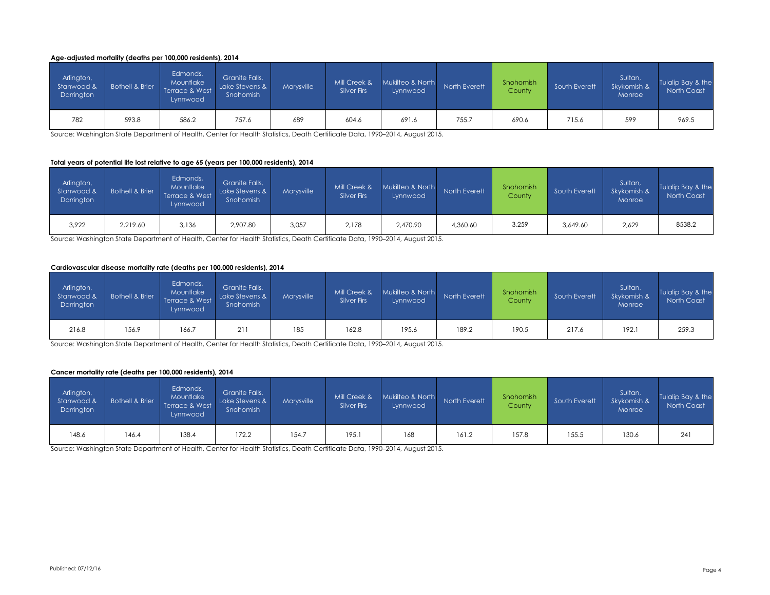**Age-adjusted mortality (deaths per 100,000 residents), 2014**

| Arlington, Stanwood & Darrington | Bothell & Brier | Edmonds, Mountlake Terrace & West Lynnwood | Granite Falls, Lake Stevens & Snohomish | Marysville | Mill Creek & Silver Firs | Mukilteo & North Lynnwood | North Everett | Snohomish County | South Everett | Sultan, Skykomish & Monroe | Tulalip Bay & the North Coast |
|---|---|---|---|---|---|---|---|---|---|---|---|
| 782 | 593.8 | 586.2 | 757.6 | 689 | 604.6 | 691.6 | 755.7 | 690.6 | 715.6 | 599 | 969.5 |

Source: Washington State Department of Health, Center for Health Statistics, Death Certificate Data, 1990–2014, August 2015.

**Total years of potential life lost relative to age 65 (years per 100,000 residents), 2014**

| Arlington, Stanwood & Darrington | Bothell & Brier | Edmonds, Mountlake Terrace & West Lynnwood | Granite Falls, Lake Stevens & Snohomish | Marysville | Mill Creek & Silver Firs | Mukilteo & North Lynnwood | North Everett | Snohomish County | South Everett | Sultan, Skykomish & Monroe | Tulalip Bay & the North Coast |
|---|---|---|---|---|---|---|---|---|---|---|---|
| 3,922 | 2,219.60 | 3,136 | 2,907.80 | 3,057 | 2,178 | 2,470.90 | 4,360.60 | 3,259 | 3,649.60 | 2,629 | 8538.2 |

Source: Washington State Department of Health, Center for Health Statistics, Death Certificate Data, 1990–2014, August 2015.

**Cardiovascular disease mortality rate (deaths per 100,000 residents), 2014**

| Arlington, Stanwood & Darrington | Bothell & Brier | Edmonds, Mountlake Terrace & West Lynnwood | Granite Falls, Lake Stevens & Snohomish | Marysville | Mill Creek & Silver Firs | Mukilteo & North Lynnwood | North Everett | Snohomish County | South Everett | Sultan, Skykomish & Monroe | Tulalip Bay & the North Coast |
|---|---|---|---|---|---|---|---|---|---|---|---|
| 216.8 | 156.9 | 166.7 | 211 | 185 | 162.8 | 195.6 | 189.2 | 190.5 | 217.6 | 192.1 | 259.3 |

Source: Washington State Department of Health, Center for Health Statistics, Death Certificate Data, 1990–2014, August 2015.

**Cancer mortality rate (deaths per 100,000 residents), 2014**

| Arlington, Stanwood & Darrington | Bothell & Brier | Edmonds, Mountlake Terrace & West Lynnwood | Granite Falls, Lake Stevens & Snohomish | Marysville | Mill Creek & Silver Firs | Mukilteo & North Lynnwood | North Everett | Snohomish County | South Everett | Sultan, Skykomish & Monroe | Tulalip Bay & the North Coast |
|---|---|---|---|---|---|---|---|---|---|---|---|
| 148.6 | 146.4 | 138.4 | 172.2 | 154.7 | 195.1 | 168 | 161.2 | 157.8 | 155.5 | 130.6 | 241 |

Source: Washington State Department of Health, Center for Health Statistics, Death Certificate Data, 1990–2014, August 2015.

Published: 07/12/16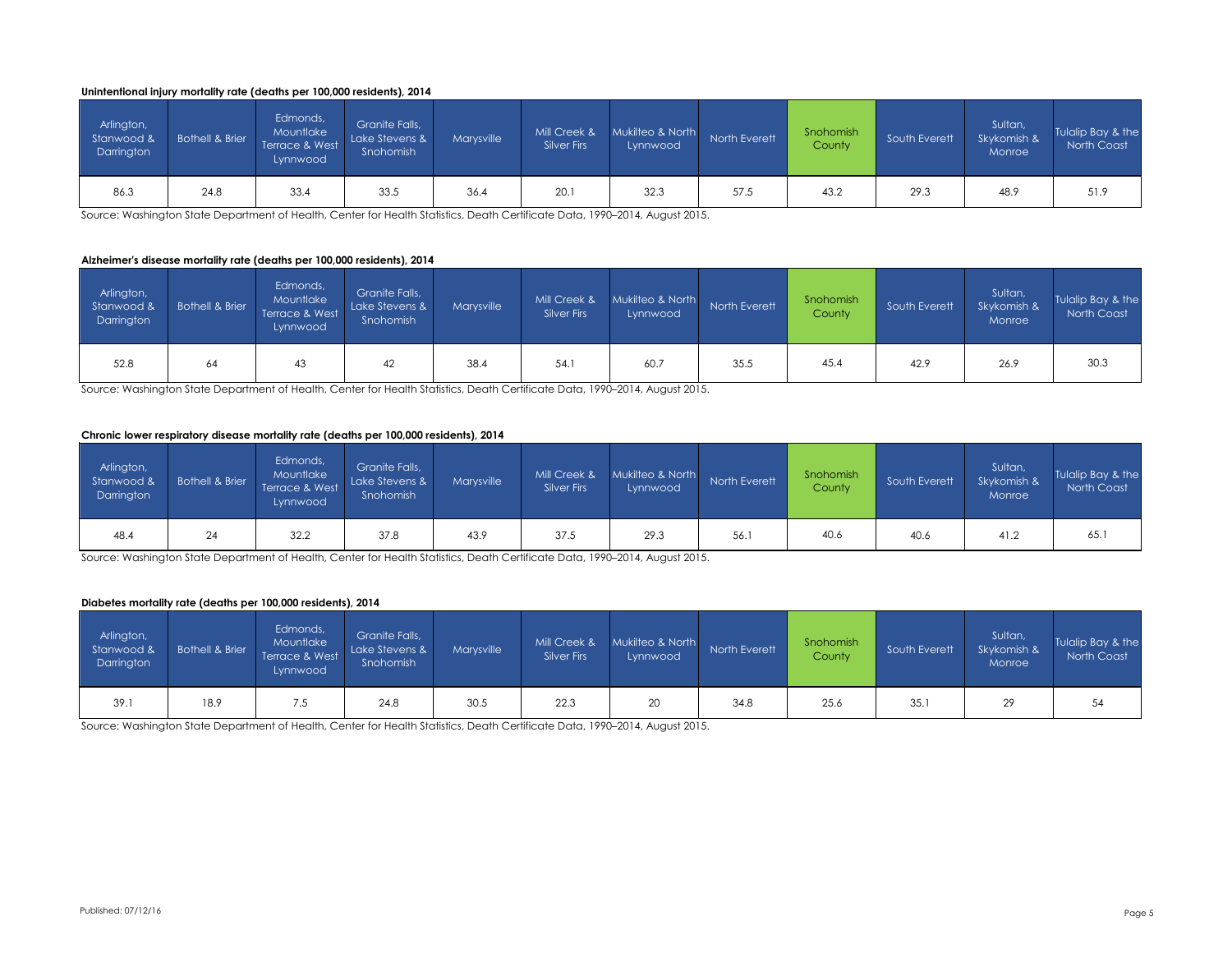**Unintentional injury mortality rate (deaths per 100,000 residents), 2014**

| Arlington, Stanwood & Darrington | Bothell & Brier | Edmonds, Mountlake Terrace & West Lynnwood | Granite Falls, Lake Stevens & Snohomish | Marysville | Mill Creek & Silver Firs | Mukilteo & North Lynnwood | North Everett | Snohomish County | South Everett | Sultan, Skykomish & Monroe | Tulalip Bay & the North Coast |
|---|---|---|---|---|---|---|---|---|---|---|---|
| 86.3 | 24.8 | 33.4 | 33.5 | 36.4 | 20.1 | 32.3 | 57.5 | 43.2 | 29.3 | 48.9 | 51.9 |

Source: Washington State Department of Health, Center for Health Statistics, Death Certificate Data, 1990–2014, August 2015.

**Alzheimer's disease mortality rate (deaths per 100,000 residents), 2014**

| Arlington, Stanwood & Darrington | Bothell & Brier | Edmonds, Mountlake Terrace & West Lynnwood | Granite Falls, Lake Stevens & Snohomish | Marysville | Mill Creek & Silver Firs | Mukilteo & North Lynnwood | North Everett | Snohomish County | South Everett | Sultan, Skykomish & Monroe | Tulalip Bay & the North Coast |
|---|---|---|---|---|---|---|---|---|---|---|---|
| 52.8 | 64 | 43 | 42 | 38.4 | 54.1 | 60.7 | 35.5 | 45.4 | 42.9 | 26.9 | 30.3 |

Source: Washington State Department of Health, Center for Health Statistics, Death Certificate Data, 1990–2014, August 2015.

**Chronic lower respiratory disease mortality rate (deaths per 100,000 residents), 2014**

| Arlington, Stanwood & Darrington | Bothell & Brier | Edmonds, Mountlake Terrace & West Lynnwood | Granite Falls, Lake Stevens & Snohomish | Marysville | Mill Creek & Silver Firs | Mukilteo & North Lynnwood | North Everett | Snohomish County | South Everett | Sultan, Skykomish & Monroe | Tulalip Bay & the North Coast |
|---|---|---|---|---|---|---|---|---|---|---|---|
| 48.4 | 24 | 32.2 | 37.8 | 43.9 | 37.5 | 29.3 | 56.1 | 40.6 | 40.6 | 41.2 | 65.1 |

Source: Washington State Department of Health, Center for Health Statistics, Death Certificate Data, 1990–2014, August 2015.

**Diabetes mortality rate (deaths per 100,000 residents), 2014**

| Arlington, Stanwood & Darrington | Bothell & Brier | Edmonds, Mountlake Terrace & West Lynnwood | Granite Falls, Lake Stevens & Snohomish | Marysville | Mill Creek & Silver Firs | Mukilteo & North Lynnwood | North Everett | Snohomish County | South Everett | Sultan, Skykomish & Monroe | Tulalip Bay & the North Coast |
|---|---|---|---|---|---|---|---|---|---|---|---|
| 39.1 | 18.9 | 7.5 | 24.8 | 30.5 | 22.3 | 20 | 34.8 | 25.6 | 35.1 | 29 | 54 |

Source: Washington State Department of Health, Center for Health Statistics, Death Certificate Data, 1990–2014, August 2015.

Published: 07/12/16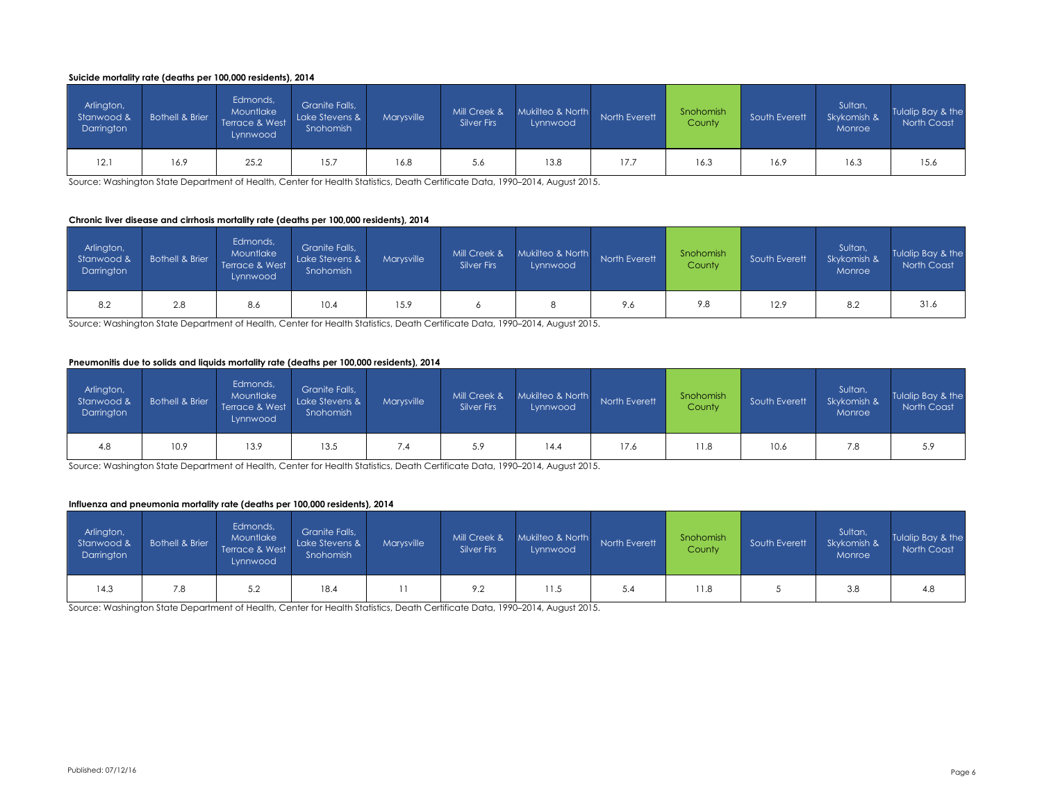**Suicide mortality rate (deaths per 100,000 residents), 2014**

| Arlington, Stanwood & Darrington | Bothell & Brier | Edmonds, Mountlake Terrace & West Lynnwood | Granite Falls, Lake Stevens & Snohomish | Marysville | Mill Creek & Silver Firs | Mukilteo & North Lynnwood | North Everett | Snohomish County | South Everett | Sultan, Skykomish & Monroe | Tulalip Bay & the North Coast |
|---|---|---|---|---|---|---|---|---|---|---|---|
| 12.1 | 16.9 | 25.2 | 15.7 | 16.8 | 5.6 | 13.8 | 17.7 | 16.3 | 16.9 | 16.3 | 15.6 |

Source: Washington State Department of Health, Center for Health Statistics, Death Certificate Data, 1990–2014, August 2015.

**Chronic liver disease and cirrhosis mortality rate (deaths per 100,000 residents), 2014**

| Arlington, Stanwood & Darrington | Bothell & Brier | Edmonds, Mountlake Terrace & West Lynnwood | Granite Falls, Lake Stevens & Snohomish | Marysville | Mill Creek & Silver Firs | Mukilteo & North Lynnwood | North Everett | Snohomish County | South Everett | Sultan, Skykomish & Monroe | Tulalip Bay & the North Coast |
|---|---|---|---|---|---|---|---|---|---|---|---|
| 8.2 | 2.8 | 8.6 | 10.4 | 15.9 | 6 | 8 | 9.6 | 9.8 | 12.9 | 8.2 | 31.6 |

Source: Washington State Department of Health, Center for Health Statistics, Death Certificate Data, 1990–2014, August 2015.

**Pneumonitis due to solids and liquids mortality rate (deaths per 100,000 residents), 2014**

| Arlington, Stanwood & Darrington | Bothell & Brier | Edmonds, Mountlake Terrace & West Lynnwood | Granite Falls, Lake Stevens & Snohomish | Marysville | Mill Creek & Silver Firs | Mukilteo & North Lynnwood | North Everett | Snohomish County | South Everett | Sultan, Skykomish & Monroe | Tulalip Bay & the North Coast |
|---|---|---|---|---|---|---|---|---|---|---|---|
| 4.8 | 10.9 | 13.9 | 13.5 | 7.4 | 5.9 | 14.4 | 17.6 | 11.8 | 10.6 | 7.8 | 5.9 |

Source: Washington State Department of Health, Center for Health Statistics, Death Certificate Data, 1990–2014, August 2015.

**Influenza and pneumonia mortality rate (deaths per 100,000 residents), 2014**

| Arlington, Stanwood & Darrington | Bothell & Brier | Edmonds, Mountlake Terrace & West Lynnwood | Granite Falls, Lake Stevens & Snohomish | Marysville | Mill Creek & Silver Firs | Mukilteo & North Lynnwood | North Everett | Snohomish County | South Everett | Sultan, Skykomish & Monroe | Tulalip Bay & the North Coast |
|---|---|---|---|---|---|---|---|---|---|---|---|
| 14.3 | 7.8 | 5.2 | 18.4 | 11 | 9.2 | 11.5 | 5.4 | 11.8 | 5 | 3.8 | 4.8 |

Source: Washington State Department of Health, Center for Health Statistics, Death Certificate Data, 1990–2014, August 2015.

Published: 07/12/16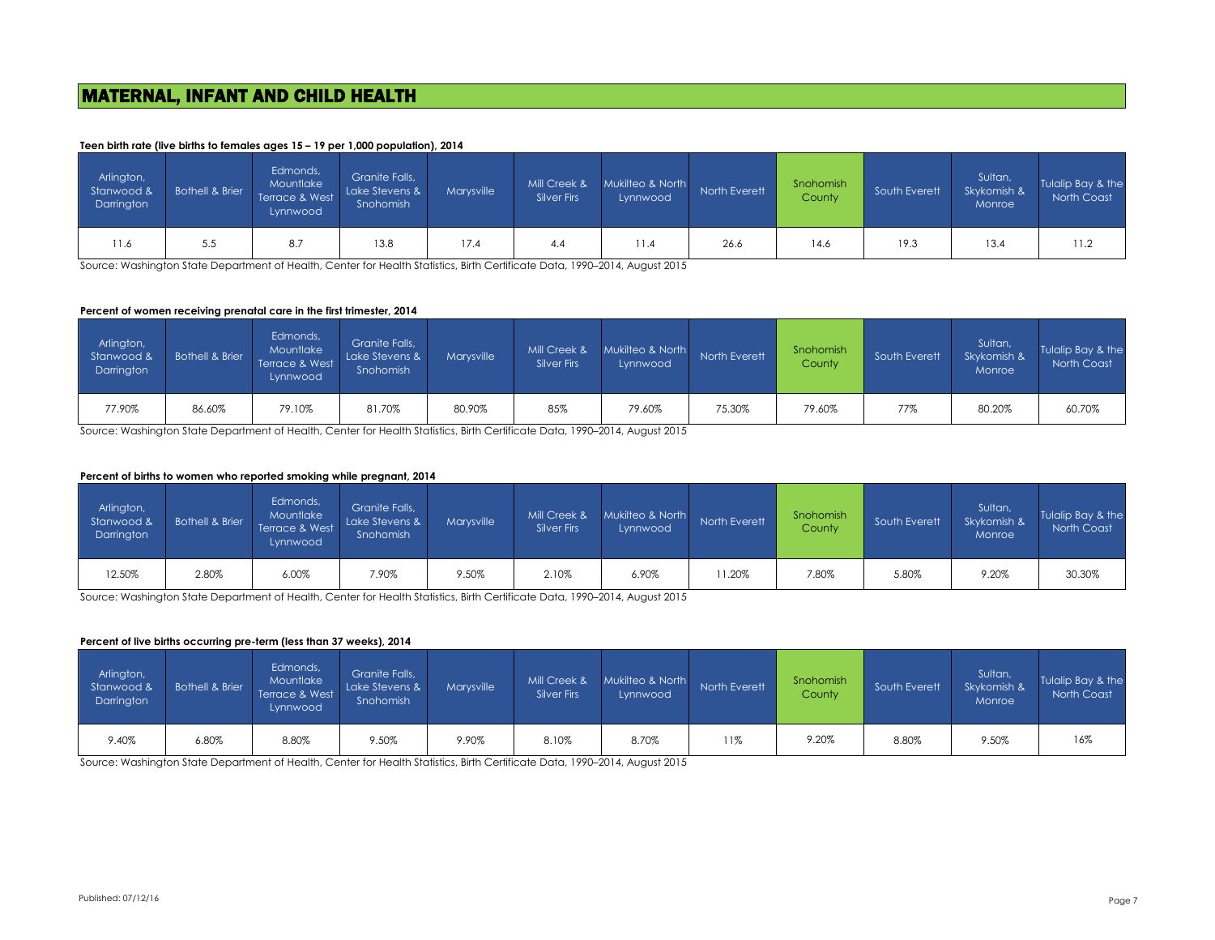# MATERNAL, INFANT AND CHILD HEALTH

**Teen birth rate (live births to females ages 15 – 19 per 1,000 population), 2014**

| Arlington, Stanwood & Darrington | Bothell & Brier | Edmonds, Mountlake Terrace & West Lynnwood | Granite Falls, Lake Stevens & Snohomish | Marysville | Mill Creek & Silver Firs | Mukilteo & North Lynnwood | North Everett | Snohomish County | South Everett | Sultan, Skykomish & Monroe | Tulalip Bay & the North Coast |
|---|---|---|---|---|---|---|---|---|---|---|---|
| 11.6 | 5.5 | 8.7 | 13.8 | 17.4 | 4.4 | 11.4 | 26.6 | 14.6 | 19.3 | 13.4 | 11.2 |

Source: Washington State Department of Health, Center for Health Statistics, Birth Certificate Data, 1990–2014, August 2015

**Percent of women receiving prenatal care in the first trimester, 2014**

| Arlington, Stanwood & Darrington | Bothell & Brier | Edmonds, Mountlake Terrace & West Lynnwood | Granite Falls, Lake Stevens & Snohomish | Marysville | Mill Creek & Silver Firs | Mukilteo & North Lynnwood | North Everett | Snohomish County | South Everett | Sultan, Skykomish & Monroe | Tulalip Bay & the North Coast |
|---|---|---|---|---|---|---|---|---|---|---|---|
| 77.90% | 86.60% | 79.10% | 81.70% | 80.90% | 85% | 79.60% | 75.30% | 79.60% | 77% | 80.20% | 60.70% |

Source: Washington State Department of Health, Center for Health Statistics, Birth Certificate Data, 1990–2014, August 2015

**Percent of births to women who reported smoking while pregnant, 2014**

| Arlington, Stanwood & Darrington | Bothell & Brier | Edmonds, Mountlake Terrace & West Lynnwood | Granite Falls, Lake Stevens & Snohomish | Marysville | Mill Creek & Silver Firs | Mukilteo & North Lynnwood | North Everett | Snohomish County | South Everett | Sultan, Skykomish & Monroe | Tulalip Bay & the North Coast |
|---|---|---|---|---|---|---|---|---|---|---|---|
| 12.50% | 2.80% | 6.00% | 7.90% | 9.50% | 2.10% | 6.90% | 11.20% | 7.80% | 5.80% | 9.20% | 30.30% |

Source: Washington State Department of Health, Center for Health Statistics, Birth Certificate Data, 1990–2014, August 2015

**Percent of live births occurring pre-term (less than 37 weeks), 2014**

| Arlington, Stanwood & Darrington | Bothell & Brier | Edmonds, Mountlake Terrace & West Lynnwood | Granite Falls, Lake Stevens & Snohomish | Marysville | Mill Creek & Silver Firs | Mukilteo & North Lynnwood | North Everett | Snohomish County | South Everett | Sultan, Skykomish & Monroe | Tulalip Bay & the North Coast |
|---|---|---|---|---|---|---|---|---|---|---|---|
| 9.40% | 6.80% | 8.80% | 9.50% | 9.90% | 8.10% | 8.70% | 11% | 9.20% | 8.80% | 9.50% | 16% |

Source: Washington State Department of Health, Center for Health Statistics, Birth Certificate Data, 1990–2014, August 2015

Published: 07/12/16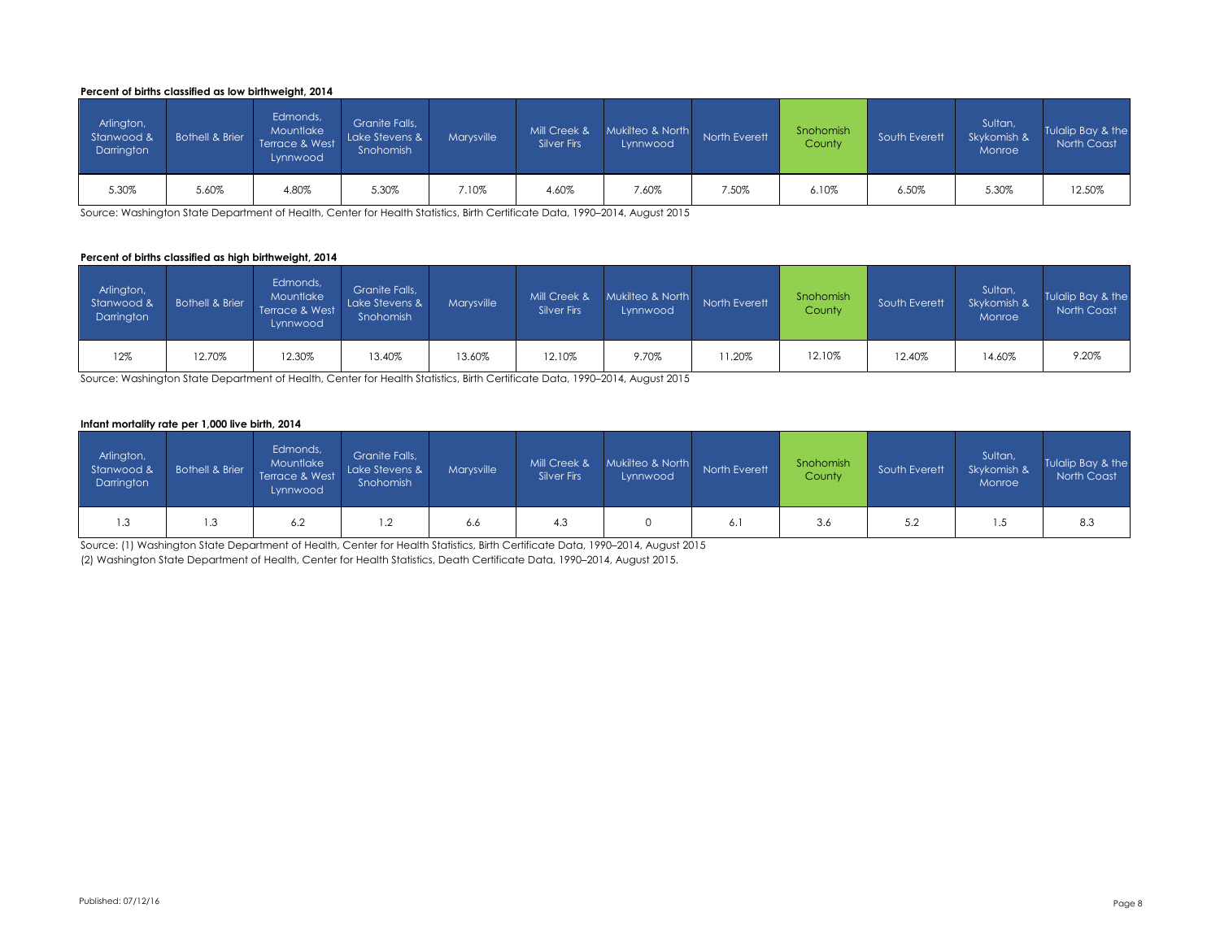**Percent of births classified as low birthweight, 2014**

| Arlington, Stanwood & Darrington | Bothell & Brier | Edmonds, Mountlake Terrace & West Lynnwood | Granite Falls, Lake Stevens & Snohomish | Marysville | Mill Creek & Silver Firs | Mukilteo & North Lynnwood | North Everett | Snohomish County | South Everett | Sultan, Skykomish & Monroe | Tulalip Bay & the North Coast |
|---|---|---|---|---|---|---|---|---|---|---|---|
| 5.30% | 5.60% | 4.80% | 5.30% | 7.10% | 4.60% | 7.60% | 7.50% | 6.10% | 6.50% | 5.30% | 12.50% |

Source: Washington State Department of Health, Center for Health Statistics, Birth Certificate Data, 1990–2014, August 2015

**Percent of births classified as high birthweight, 2014**

| Arlington, Stanwood & Darrington | Bothell & Brier | Edmonds, Mountlake Terrace & West Lynnwood | Granite Falls, Lake Stevens & Snohomish | Marysville | Mill Creek & Silver Firs | Mukilteo & North Lynnwood | North Everett | Snohomish County | South Everett | Sultan, Skykomish & Monroe | Tulalip Bay & the North Coast |
|---|---|---|---|---|---|---|---|---|---|---|---|
| 12% | 12.70% | 12.30% | 13.40% | 13.60% | 12.10% | 9.70% | 11.20% | 12.10% | 12.40% | 14.60% | 9.20% |

Source: Washington State Department of Health, Center for Health Statistics, Birth Certificate Data, 1990–2014, August 2015

**Infant mortality rate per 1,000 live birth, 2014**

| Arlington, Stanwood & Darrington | Bothell & Brier | Edmonds, Mountlake Terrace & West Lynnwood | Granite Falls, Lake Stevens & Snohomish | Marysville | Mill Creek & Silver Firs | Mukilteo & North Lynnwood | North Everett | Snohomish County | South Everett | Sultan, Skykomish & Monroe | Tulalip Bay & the North Coast |
|---|---|---|---|---|---|---|---|---|---|---|---|
| 1.3 | 1.3 | 6.2 | 1.2 | 6.6 | 4.3 | 0 | 6.1 | 3.6 | 5.2 | 1.5 | 8.3 |

Source: (1) Washington State Department of Health, Center for Health Statistics, Birth Certificate Data, 1990–2014, August 2015
(2) Washington State Department of Health, Center for Health Statistics, Death Certificate Data, 1990–2014, August 2015.

Published: 07/12/16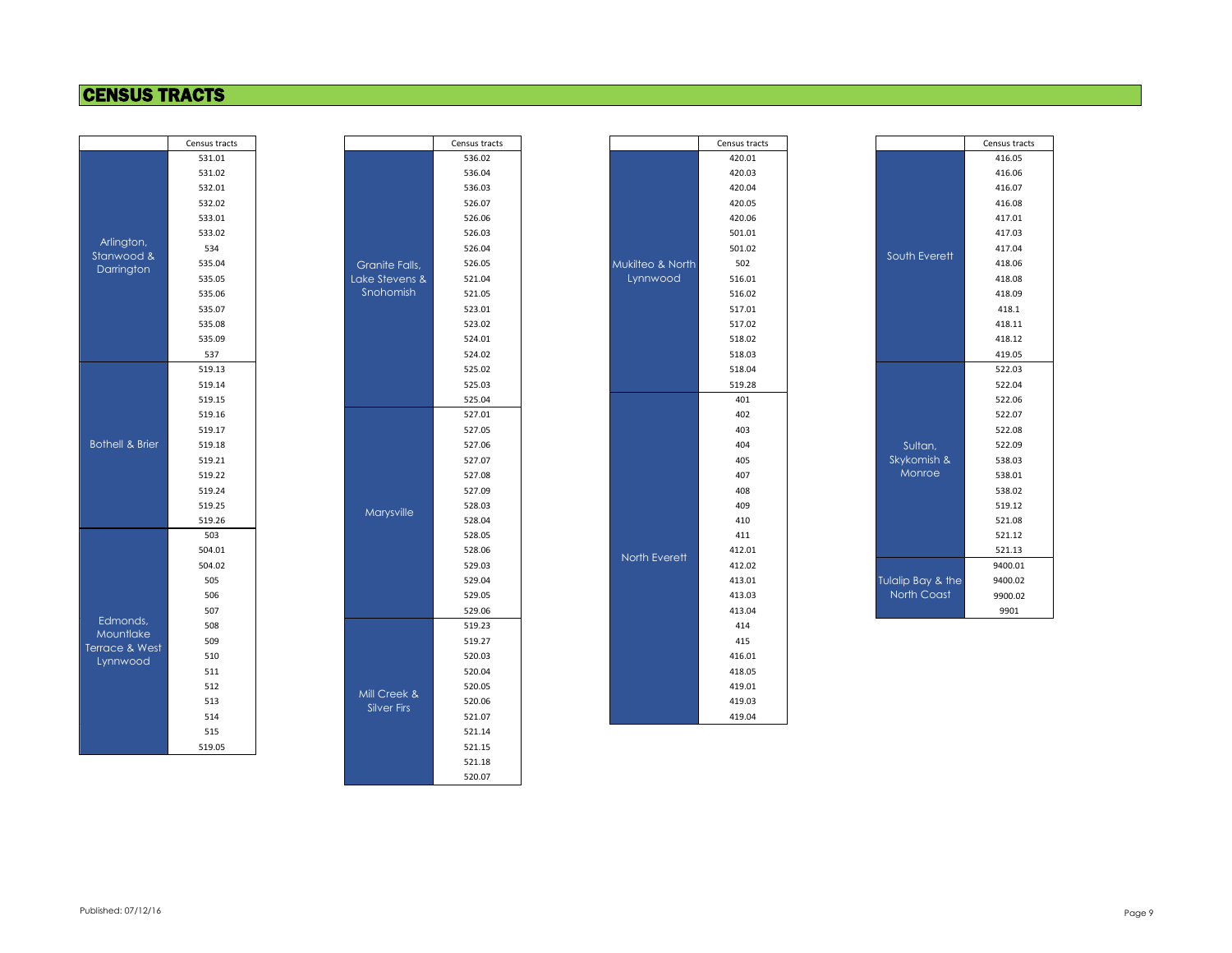# CENSUS TRACTS

| | Census tracts |
|---|---|
| Arlington, Stanwood & Darrington | 531.01 |
| | 531.02 |
| | 532.01 |
| | 532.02 |
| | 533.01 |
| | 533.02 |
| | 534 |
| | 535.04 |
| | 535.05 |
| | 535.06 |
| | 535.07 |
| | 535.08 |
| | 535.09 |
| | 537 |
| Bothell & Brier | 519.13 |
| | 519.14 |
| | 519.15 |
| | 519.16 |
| | 519.17 |
| | 519.18 |
| | 519.21 |
| | 519.22 |
| | 519.24 |
| | 519.25 |
| | 519.26 |
| Edmonds, Mountlake Terrace & West Lynnwood | 503 |
| | 504.01 |
| | 504.02 |
| | 505 |
| | 506 |
| | 507 |
| | 508 |
| | 509 |
| | 510 |
| | 511 |
| | 512 |
| | 513 |
| | 514 |
| | 515 |
| | 519.05 |

| | Census tracts |
|---|---|
| Granite Falls, Lake Stevens & Snohomish | 536.02 |
| | 536.04 |
| | 536.03 |
| | 526.07 |
| | 526.06 |
| | 526.03 |
| | 526.04 |
| | 526.05 |
| | 521.04 |
| | 521.05 |
| | 523.01 |
| | 523.02 |
| | 524.01 |
| | 524.02 |
| | 525.02 |
| | 525.03 |
| | 525.04 |
| Marysville | 527.01 |
| | 527.05 |
| | 527.06 |
| | 527.07 |
| | 527.08 |
| | 527.09 |
| | 528.03 |
| | 528.04 |
| | 528.05 |
| | 528.06 |
| | 529.03 |
| | 529.04 |
| | 529.05 |
| | 529.06 |
| Mill Creek & Silver Firs | 519.23 |
| | 519.27 |
| | 520.03 |
| | 520.04 |
| | 520.05 |
| | 520.06 |
| | 521.07 |
| | 521.14 |
| | 521.15 |
| | 521.18 |
| | 520.07 |

| | Census tracts |
|---|---|
| Mukilteo & North Lynnwood | 420.01 |
| | 420.03 |
| | 420.04 |
| | 420.05 |
| | 420.06 |
| | 501.01 |
| | 501.02 |
| | 502 |
| | 516.01 |
| | 516.02 |
| | 517.01 |
| | 517.02 |
| | 518.02 |
| | 518.03 |
| | 518.04 |
| | 519.28 |
| North Everett | 401 |
| | 402 |
| | 403 |
| | 404 |
| | 405 |
| | 407 |
| | 408 |
| | 409 |
| | 410 |
| | 411 |
| | 412.01 |
| | 412.02 |
| | 413.01 |
| | 413.03 |
| | 413.04 |
| | 414 |
| | 415 |
| | 416.01 |
| | 418.05 |
| | 419.01 |
| | 419.03 |
| | 419.04 |

| | Census tracts |
|---|---|
| South Everett | 416.05 |
| | 416.06 |
| | 416.07 |
| | 416.08 |
| | 417.01 |
| | 417.03 |
| | 417.04 |
| | 418.06 |
| | 418.08 |
| | 418.09 |
| | 418.1 |
| | 418.11 |
| | 418.12 |
| | 419.05 |
| Sultan, Skykomish & Monroe | 522.03 |
| | 522.04 |
| | 522.06 |
| | 522.07 |
| | 522.08 |
| | 522.09 |
| | 538.03 |
| | 538.01 |
| | 538.02 |
| | 519.12 |
| | 521.08 |
| | 521.12 |
| | 521.13 |
| Tulalip Bay & the North Coast | 9400.01 |
| | 9400.02 |
| | 9900.02 |
| | 9901 |

Published: 07/12/16